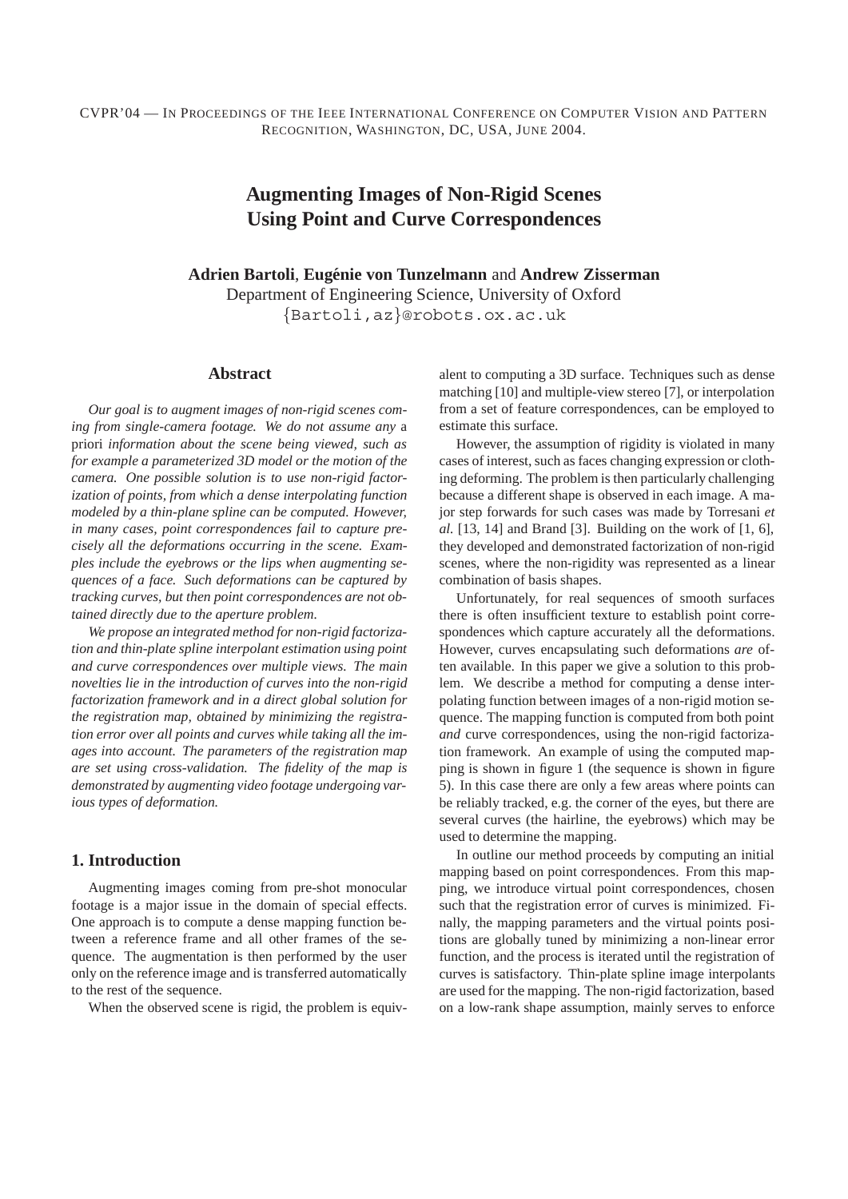CVPR'04 — IN PROCEEDINGS OF THE IEEE INTERNATIONAL CONFERENCE ON COMPUTER VISION AND PATTERN RECOGNITION, WASHINGTON, DC, USA, JUNE 2004.

# Augmenting Images of Non-Rigid Scenes Using Point and Curve Correspondences

**Adrien Bartoli**, **Eugénie von Tunzelmann** and **Andrew Zisserman**
Department of Engineering Science, University of Oxford
{Bartoli,az}@robots.ox.ac.uk

## Abstract

*Our goal is to augment images of non-rigid scenes coming from single-camera footage. We do not assume any* a priori *information about the scene being viewed, such as for example a parameterized 3D model or the motion of the camera. One possible solution is to use non-rigid factorization of points, from which a dense interpolating function modeled by a thin-plane spline can be computed. However, in many cases, point correspondences fail to capture precisely all the deformations occurring in the scene. Examples include the eyebrows or the lips when augmenting sequences of a face. Such deformations can be captured by tracking curves, but then point correspondences are not obtained directly due to the aperture problem.*

*We propose an integrated method for non-rigid factorization and thin-plate spline interpolant estimation using point and curve correspondences over multiple views. The main novelties lie in the introduction of curves into the non-rigid factorization framework and in a direct global solution for the registration map, obtained by minimizing the registration error over all points and curves while taking all the images into account. The parameters of the registration map are set using cross-validation. The fidelity of the map is demonstrated by augmenting video footage undergoing various types of deformation.*

## 1. Introduction

Augmenting images coming from pre-shot monocular footage is a major issue in the domain of special effects. One approach is to compute a dense mapping function between a reference frame and all other frames of the sequence. The augmentation is then performed by the user only on the reference image and is transferred automatically to the rest of the sequence.

When the observed scene is rigid, the problem is equivalent to computing a 3D surface. Techniques such as dense matching [10] and multiple-view stereo [7], or interpolation from a set of feature correspondences, can be employed to estimate this surface.

However, the assumption of rigidity is violated in many cases of interest, such as faces changing expression or clothing deforming. The problem is then particularly challenging because a different shape is observed in each image. A major step forwards for such cases was made by Torresani *et al.* [13, 14] and Brand [3]. Building on the work of [1, 6], they developed and demonstrated factorization of non-rigid scenes, where the non-rigidity was represented as a linear combination of basis shapes.

Unfortunately, for real sequences of smooth surfaces there is often insufficient texture to establish point correspondences which capture accurately all the deformations. However, curves encapsulating such deformations *are* often available. In this paper we give a solution to this problem. We describe a method for computing a dense interpolating function between images of a non-rigid motion sequence. The mapping function is computed from both point *and* curve correspondences, using the non-rigid factorization framework. An example of using the computed mapping is shown in figure 1 (the sequence is shown in figure 5). In this case there are only a few areas where points can be reliably tracked, e.g. the corner of the eyes, but there are several curves (the hairline, the eyebrows) which may be used to determine the mapping.

In outline our method proceeds by computing an initial mapping based on point correspondences. From this mapping, we introduce virtual point correspondences, chosen such that the registration error of curves is minimized. Finally, the mapping parameters and the virtual points positions are globally tuned by minimizing a non-linear error function, and the process is iterated until the registration of curves is satisfactory. Thin-plate spline image interpolants are used for the mapping. The non-rigid factorization, based on a low-rank shape assumption, mainly serves to enforce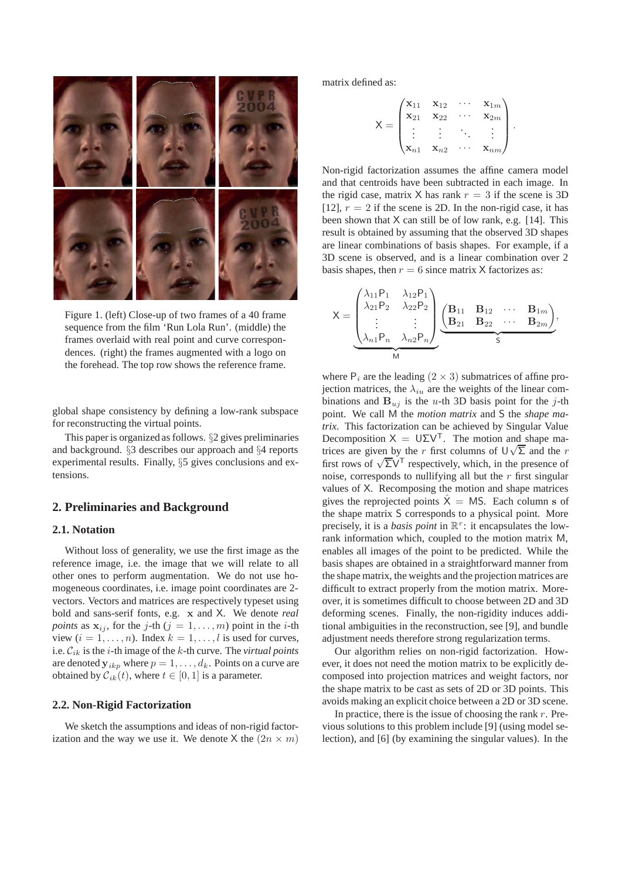Figure 1. (left) Close-up of two frames of a 40 frame sequence from the film 'Run Lola Run'. (middle) the frames overlaid with real point and curve correspondences. (right) the frames augmented with a logo on the forehead. The top row shows the reference frame.

global shape consistency by defining a low-rank subspace for reconstructing the virtual points.

This paper is organized as follows. §2 gives preliminaries and background. §3 describes our approach and §4 reports experimental results. Finally, §5 gives conclusions and extensions.

## 2. Preliminaries and Background

### 2.1. Notation

Without loss of generality, we use the first image as the reference image, i.e. the image that we will relate to all other ones to perform augmentation. We do not use homogeneous coordinates, i.e. image point coordinates are 2-vectors. Vectors and matrices are respectively typeset using bold and sans-serif fonts, e.g. $\mathbf{x}$ and $\mathsf{X}$. We denote *real points* as $\mathbf{x}_{ij}$, for the $j$-th ($j = 1, \ldots, m$) point in the $i$-th view ($i = 1, \ldots, n$). Index $k = 1, \ldots, l$ is used for curves, i.e. $\mathcal{C}_{ik}$ is the $i$-th image of the $k$-th curve. The *virtual points* are denoted $\mathbf{y}_{ikp}$ where $p = 1, \ldots, d_k$. Points on a curve are obtained by $\mathcal{C}_{ik}(t)$, where $t \in [0, 1]$ is a parameter.

### 2.2. Non-Rigid Factorization

We sketch the assumptions and ideas of non-rigid factorization and the way we use it. We denote $\mathsf{X}$ the $(2n \times m)$ matrix defined as:

$$\mathsf{X} = \begin{pmatrix} \mathbf{x}_{11} & \mathbf{x}_{12} & \cdots & \mathbf{x}_{1m} \\ \mathbf{x}_{21} & \mathbf{x}_{22} & \cdots & \mathbf{x}_{2m} \\ \vdots & \vdots & \ddots & \vdots \\ \mathbf{x}_{n1} & \mathbf{x}_{n2} & \cdots & \mathbf{x}_{nm} \end{pmatrix}.$$

Non-rigid factorization assumes the affine camera model and that centroids have been subtracted in each image. In the rigid case, matrix $\mathsf{X}$ has rank $r = 3$ if the scene is 3D [12], $r = 2$ if the scene is 2D. In the non-rigid case, it has been shown that $\mathsf{X}$ can still be of low rank, e.g. [14]. This result is obtained by assuming that the observed 3D shapes are linear combinations of basis shapes. For example, if a 3D scene is observed, and is a linear combination over 2 basis shapes, then $r = 6$ since matrix $\mathsf{X}$ factorizes as:

$$\mathsf{X} = \underbrace{\begin{pmatrix} \lambda_{11}\mathsf{P}_1 & \lambda_{12}\mathsf{P}_1 \\ \lambda_{21}\mathsf{P}_2 & \lambda_{22}\mathsf{P}_2 \\ \vdots & \vdots \\ \lambda_{n1}\mathsf{P}_n & \lambda_{n2}\mathsf{P}_n \end{pmatrix}}_{\mathsf{M}} \underbrace{\begin{pmatrix} \mathbf{B}_{11} & \mathbf{B}_{12} & \cdots & \mathbf{B}_{1m} \\ \mathbf{B}_{21} & \mathbf{B}_{22} & \cdots & \mathbf{B}_{2m} \end{pmatrix}}_{\mathsf{S}},$$

where $\mathsf{P}_i$ are the leading $(2 \times 3)$ submatrices of affine projection matrices, the $\lambda_{iu}$ are the weights of the linear combinations and $\mathbf{B}_{uj}$ is the $u$-th 3D basis point for the $j$-th point. We call $\mathsf{M}$ the *motion matrix* and $\mathsf{S}$ the *shape matrix*. This factorization can be achieved by Singular Value Decomposition $\mathsf{X} = \mathsf{U}\Sigma\mathsf{V}^\mathsf{T}$. The motion and shape matrices are given by the $r$ first columns of $\mathsf{U}\sqrt{\Sigma}$ and the $r$ first rows of $\sqrt{\Sigma}\mathsf{V}^\mathsf{T}$ respectively, which, in the presence of noise, corresponds to nullifying all but the $r$ first singular values of $\mathsf{X}$. Recomposing the motion and shape matrices gives the reprojected points $\hat{\mathsf{X}} = \mathsf{M}\mathsf{S}$. Each column $\mathbf{s}$ of the shape matrix $\mathsf{S}$ corresponds to a physical point. More precisely, it is a *basis point* in $\mathbb{R}^r$: it encapsulates the low-rank information which, coupled to the motion matrix $\mathsf{M}$, enables all images of the point to be predicted. While the basis shapes are obtained in a straightforward manner from the shape matrix, the weights and the projection matrices are difficult to extract properly from the motion matrix. Moreover, it is sometimes difficult to choose between 2D and 3D deforming scenes. Finally, the non-rigidity induces additional ambiguities in the reconstruction, see [9], and bundle adjustment needs therefore strong regularization terms.

Our algorithm relies on non-rigid factorization. However, it does not need the motion matrix to be explicitly decomposed into projection matrices and weight factors, nor the shape matrix to be cast as sets of 2D or 3D points. This avoids making an explicit choice between a 2D or 3D scene.

In practice, there is the issue of choosing the rank $r$. Previous solutions to this problem include [9] (using model selection), and [6] (by examining the singular values). In the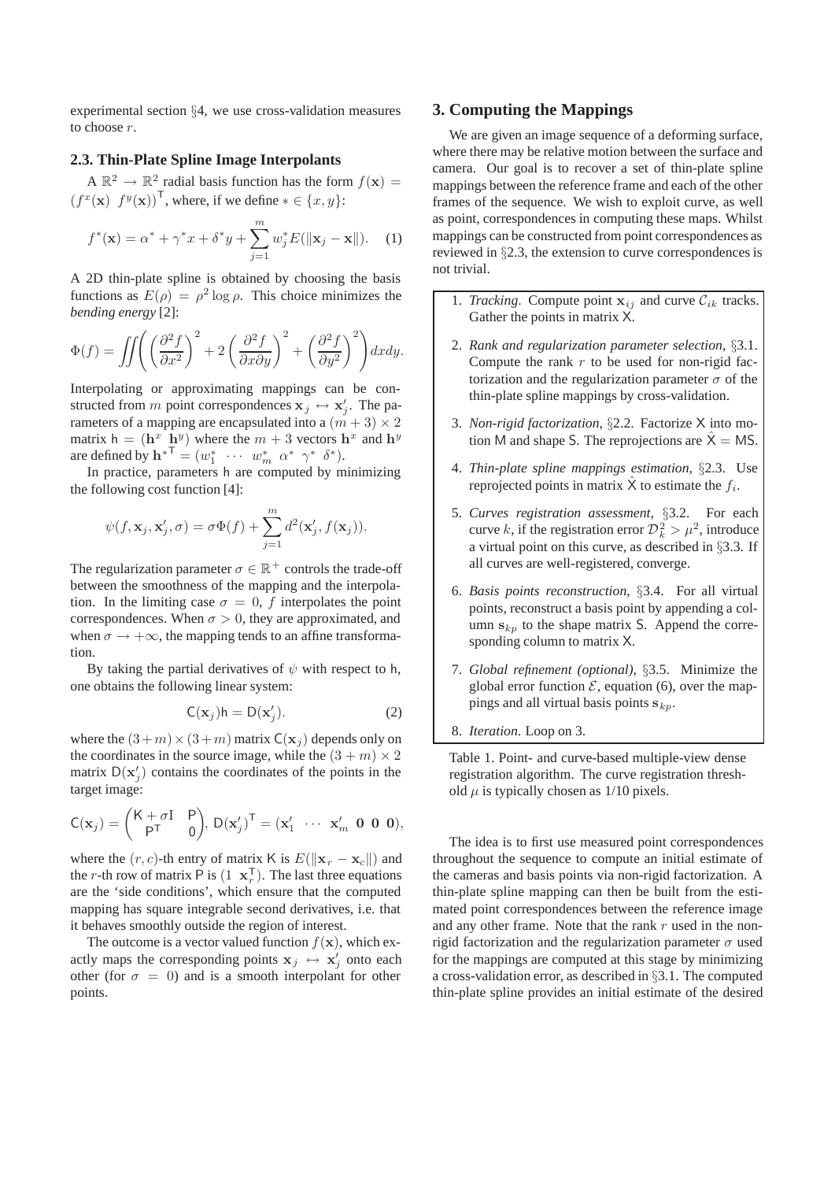experimental section §4, we use cross-validation measures to choose $r$.

### 2.3. Thin-Plate Spline Image Interpolants

A $\mathbb{R}^2 \to \mathbb{R}^2$ radial basis function has the form $f(\mathbf{x}) = (f^x(\mathbf{x}) \;\; f^y(\mathbf{x}))^\mathsf{T}$, where, if we define $* \in \{x, y\}$:

$$f^*(\mathbf{x}) = \alpha^* + \gamma^* x + \delta^* y + \sum_{j=1}^{m} w_j^* E(\|\mathbf{x}_j - \mathbf{x}\|). \quad (1)$$

A 2D thin-plate spline is obtained by choosing the basis functions as $E(\rho) = \rho^2 \log \rho$. This choice minimizes the *bending energy* [2]:

$$\Phi(f) = \iint \left( \left(\frac{\partial^2 f}{\partial x^2}\right)^2 + 2\left(\frac{\partial^2 f}{\partial x \partial y}\right)^2 + \left(\frac{\partial^2 f}{\partial y^2}\right)^2 \right) dx dy.$$

Interpolating or approximating mappings can be constructed from $m$ point correspondences $\mathbf{x}_j \leftrightarrow \mathbf{x}'_j$. The parameters of a mapping are encapsulated into a $(m+3) \times 2$ matrix $\mathsf{h} = (\mathbf{h}^x \;\; \mathbf{h}^y)$ where the $m+3$ vectors $\mathbf{h}^x$ and $\mathbf{h}^y$ are defined by $\mathbf{h}^{*\mathsf{T}} = (w_1^* \;\; \cdots \;\; w_m^* \;\; \alpha^* \;\; \gamma^* \;\; \delta^*)$.

In practice, parameters $\mathsf{h}$ are computed by minimizing the following cost function [4]:

$$\psi(f, \mathbf{x}_j, \mathbf{x}'_j, \sigma) = \sigma \Phi(f) + \sum_{j=1}^{m} d^2(\mathbf{x}'_j, f(\mathbf{x}_j)).$$

The regularization parameter $\sigma \in \mathbb{R}^+$ controls the trade-off between the smoothness of the mapping and the interpolation. In the limiting case $\sigma = 0$, $f$ interpolates the point correspondences. When $\sigma > 0$, they are approximated, and when $\sigma \to +\infty$, the mapping tends to an affine transformation.

By taking the partial derivatives of $\psi$ with respect to $\mathsf{h}$, one obtains the following linear system:

$$\mathsf{C}(\mathbf{x}_j)\mathsf{h} = \mathsf{D}(\mathbf{x}'_j). \quad (2)$$

where the $(3+m) \times (3+m)$ matrix $\mathsf{C}(\mathbf{x}_j)$ depends only on the coordinates in the source image, while the $(3+m) \times 2$ matrix $\mathsf{D}(\mathbf{x}'_j)$ contains the coordinates of the points in the target image:

$$\mathsf{C}(\mathbf{x}_j) = \begin{pmatrix} \mathsf{K} + \sigma \mathrm{I} & \mathsf{P} \\ \mathsf{P}^\mathsf{T} & 0 \end{pmatrix}, \; \mathsf{D}(\mathbf{x}'_j)^\mathsf{T} = (\mathbf{x}'_1 \;\; \cdots \;\; \mathbf{x}'_m \;\; \mathbf{0} \;\; \mathbf{0} \;\; \mathbf{0}),$$

where the $(r, c)$-th entry of matrix $\mathsf{K}$ is $E(\|\mathbf{x}_r - \mathbf{x}_c\|)$ and the $r$-th row of matrix $\mathsf{P}$ is $(1 \;\; \mathbf{x}_r^\mathsf{T})$. The last three equations are the 'side conditions', which ensure that the computed mapping has square integrable second derivatives, i.e. that it behaves smoothly outside the region of interest.

The outcome is a vector valued function $f(\mathbf{x})$, which exactly maps the corresponding points $\mathbf{x}_j \leftrightarrow \mathbf{x}'_j$ onto each other (for $\sigma = 0$) and is a smooth interpolant for other points.

## 3. Computing the Mappings

We are given an image sequence of a deforming surface, where there may be relative motion between the surface and camera. Our goal is to recover a set of thin-plate spline mappings between the reference frame and each of the other frames of the sequence. We wish to exploit curve, as well as point, correspondences in computing these maps. Whilst mappings can be constructed from point correspondences as reviewed in §2.3, the extension to curve correspondences is not trivial.

1. *Tracking.* Compute point $\mathbf{x}_{ij}$ and curve $\mathcal{C}_{ik}$ tracks. Gather the points in matrix $\mathsf{X}$.
2. *Rank and regularization parameter selection*, §3.1. Compute the rank $r$ to be used for non-rigid factorization and the regularization parameter $\sigma$ of the thin-plate spline mappings by cross-validation.
3. *Non-rigid factorization*, §2.2. Factorize $\mathsf{X}$ into motion $\mathsf{M}$ and shape $\mathsf{S}$. The reprojections are $\hat{\mathsf{X}} = \mathsf{MS}$.
4. *Thin-plate spline mappings estimation*, §2.3. Use reprojected points in matrix $\hat{\mathsf{X}}$ to estimate the $f_i$.
5. *Curves registration assessment*, §3.2. For each curve $k$, if the registration error $\mathcal{D}_k^2 > \mu^2$, introduce a virtual point on this curve, as described in §3.3. If all curves are well-registered, converge.
6. *Basis points reconstruction*, §3.4. For all virtual points, reconstruct a basis point by appending a column $\mathbf{s}_{kp}$ to the shape matrix $\mathsf{S}$. Append the corresponding column to matrix $\mathsf{X}$.
7. *Global refinement (optional)*, §3.5. Minimize the global error function $\mathcal{E}$, equation (6), over the mappings and all virtual basis points $\mathbf{s}_{kp}$.
8. *Iteration.* Loop on 3.

Table 1. Point- and curve-based multiple-view dense registration algorithm. The curve registration threshold $\mu$ is typically chosen as 1/10 pixels.

The idea is to first use measured point correspondences throughout the sequence to compute an initial estimate of the cameras and basis points via non-rigid factorization. A thin-plate spline mapping can then be built from the estimated point correspondences between the reference image and any other frame. Note that the rank $r$ used in the non-rigid factorization and the regularization parameter $\sigma$ used for the mappings are computed at this stage by minimizing a cross-validation error, as described in §3.1. The computed thin-plate spline provides an initial estimate of the desired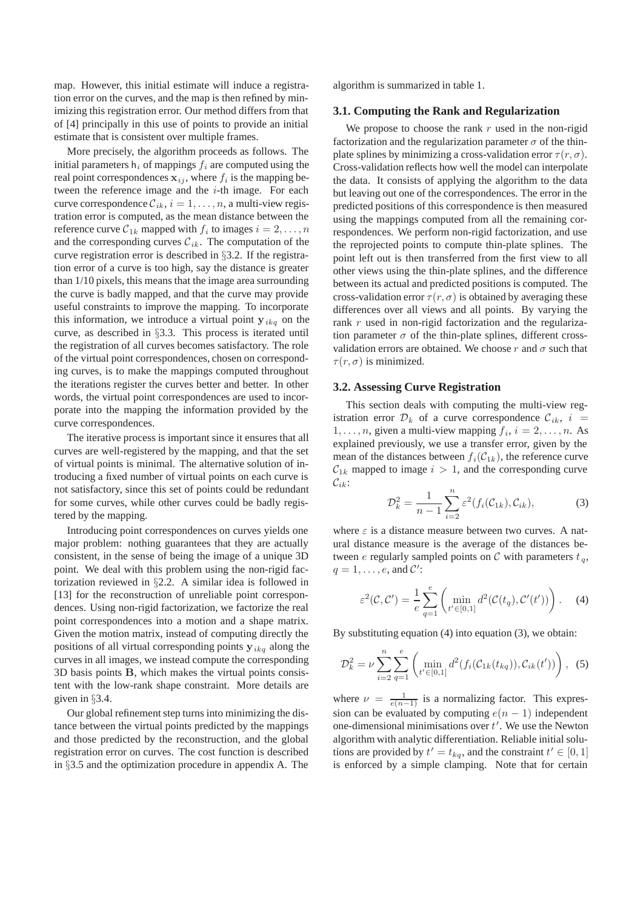map. However, this initial estimate will induce a registration error on the curves, and the map is then refined by minimizing this registration error. Our method differs from that of [4] principally in this use of points to provide an initial estimate that is consistent over multiple frames.

More precisely, the algorithm proceeds as follows. The initial parameters $\mathsf{h}_i$ of mappings $f_i$ are computed using the real point correspondences $\mathbf{x}_{ij}$, where $f_i$ is the mapping between the reference image and the $i$-th image. For each curve correspondence $\mathcal{C}_{ik}$, $i = 1, \ldots, n$, a multi-view registration error is computed, as the mean distance between the reference curve $\mathcal{C}_{1k}$ mapped with $f_i$ to images $i = 2, \ldots, n$ and the corresponding curves $\mathcal{C}_{ik}$. The computation of the curve registration error is described in §3.2. If the registration error of a curve is too high, say the distance is greater than 1/10 pixels, this means that the image area surrounding the curve is badly mapped, and that the curve may provide useful constraints to improve the mapping. To incorporate this information, we introduce a virtual point $\mathbf{y}_{ikq}$ on the curve, as described in §3.3. This process is iterated until the registration of all curves becomes satisfactory. The role of the virtual point correspondences, chosen on corresponding curves, is to make the mappings computed throughout the iterations register the curves better and better. In other words, the virtual point correspondences are used to incorporate into the mapping the information provided by the curve correspondences.

The iterative process is important since it ensures that all curves are well-registered by the mapping, and that the set of virtual points is minimal. The alternative solution of introducing a fixed number of virtual points on each curve is not satisfactory, since this set of points could be redundant for some curves, while other curves could be badly registered by the mapping.

Introducing point correspondences on curves yields one major problem: nothing guarantees that they are actually consistent, in the sense of being the image of a unique 3D point. We deal with this problem using the non-rigid factorization reviewed in §2.2. A similar idea is followed in [13] for the reconstruction of unreliable point correspondences. Using non-rigid factorization, we factorize the real point correspondences into a motion and a shape matrix. Given the motion matrix, instead of computing directly the positions of all virtual corresponding points $\mathbf{y}_{ikq}$ along the curves in all images, we instead compute the corresponding 3D basis points $\mathbf{B}$, which makes the virtual points consistent with the low-rank shape constraint. More details are given in §3.4.

Our global refinement step turns into minimizing the distance between the virtual points predicted by the mappings and those predicted by the reconstruction, and the global registration error on curves. The cost function is described in §3.5 and the optimization procedure in appendix A. The algorithm is summarized in table 1.

### 3.1. Computing the Rank and Regularization

We propose to choose the rank $r$ used in the non-rigid factorization and the regularization parameter $\sigma$ of the thin-plate splines by minimizing a cross-validation error $\tau(r, \sigma)$. Cross-validation reflects how well the model can interpolate the data. It consists of applying the algorithm to the data but leaving out one of the correspondences. The error in the predicted positions of this correspondence is then measured using the mappings computed from all the remaining correspondences. We perform non-rigid factorization, and use the reprojected points to compute thin-plate splines. The point left out is then transferred from the first view to all other views using the thin-plate splines, and the difference between its actual and predicted positions is computed. The cross-validation error $\tau(r, \sigma)$ is obtained by averaging these differences over all views and all points. By varying the rank $r$ used in non-rigid factorization and the regularization parameter $\sigma$ of the thin-plate splines, different cross-validation errors are obtained. We choose $r$ and $\sigma$ such that $\tau(r, \sigma)$ is minimized.

### 3.2. Assessing Curve Registration

This section deals with computing the multi-view registration error $\mathcal{D}_k$ of a curve correspondence $\mathcal{C}_{ik}$, $i = 1, \ldots, n$, given a multi-view mapping $f_i$, $i = 2, \ldots, n$. As explained previously, we use a transfer error, given by the mean of the distances between $f_i(\mathcal{C}_{1k})$, the reference curve $\mathcal{C}_{1k}$ mapped to image $i > 1$, and the corresponding curve $\mathcal{C}_{ik}$:

$$\mathcal{D}_k^2 = \frac{1}{n-1} \sum_{i=2}^{n} \varepsilon^2(f_i(\mathcal{C}_{1k}), \mathcal{C}_{ik}), \tag{3}$$

where $\varepsilon$ is a distance measure between two curves. A natural distance measure is the average of the distances between $e$ regularly sampled points on $\mathcal{C}$ with parameters $t_q$, $q = 1, \ldots, e$, and $\mathcal{C}'$:

$$\varepsilon^2(\mathcal{C}, \mathcal{C}') = \frac{1}{e} \sum_{q=1}^{e} \left( \min_{t' \in [0,1]} d^2(\mathcal{C}(t_q), \mathcal{C}'(t')) \right). \tag{4}$$

By substituting equation (4) into equation (3), we obtain:

$$\mathcal{D}_k^2 = \nu \sum_{i=2}^{n} \sum_{q=1}^{e} \left( \min_{t' \in [0,1]} d^2(f_i(\mathcal{C}_{1k}(t_{kq})), \mathcal{C}_{ik}(t')) \right), \tag{5}$$

where $\nu = \frac{1}{e(n-1)}$ is a normalizing factor. This expression can be evaluated by computing $e(n-1)$ independent one-dimensional minimisations over $t'$. We use the Newton algorithm with analytic differentiation. Reliable initial solutions are provided by $t' = t_{kq}$, and the constraint $t' \in [0, 1]$ is enforced by a simple clamping. Note that for certain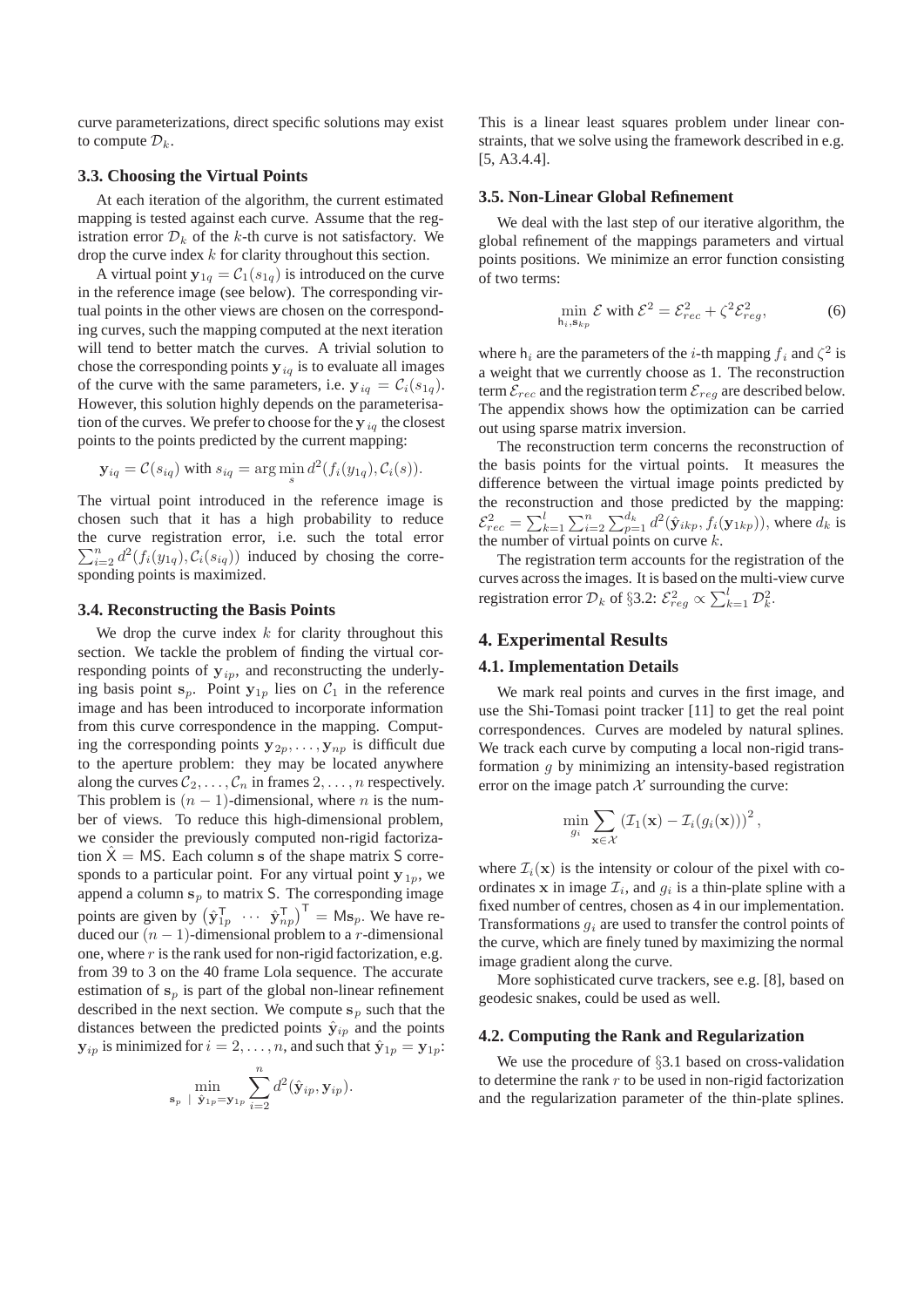curve parameterizations, direct specific solutions may exist to compute $\mathcal{D}_k$.

### 3.3. Choosing the Virtual Points

At each iteration of the algorithm, the current estimated mapping is tested against each curve. Assume that the registration error $\mathcal{D}_k$ of the $k$-th curve is not satisfactory. We drop the curve index $k$ for clarity throughout this section.

A virtual point $\mathbf{y}_{1q} = \mathcal{C}_1(s_{1q})$ is introduced on the curve in the reference image (see below). The corresponding virtual points in the other views are chosen on the corresponding curves, such the mapping computed at the next iteration will tend to better match the curves. A trivial solution to chose the corresponding points $\mathbf{y}_{iq}$ is to evaluate all images of the curve with the same parameters, i.e. $\mathbf{y}_{iq} = \mathcal{C}_i(s_{1q})$. However, this solution highly depends on the parameterisation of the curves. We prefer to choose for the $\mathbf{y}_{iq}$ the closest points to the points predicted by the current mapping:

$$\mathbf{y}_{iq} = \mathcal{C}(s_{iq}) \text{ with } s_{iq} = \arg\min_{s} d^2(f_i(y_{1q}), \mathcal{C}_i(s)).$$

The virtual point introduced in the reference image is chosen such that it has a high probability to reduce the curve registration error, i.e. such the total error $\sum_{i=2}^{n} d^2(f_i(y_{1q}), \mathcal{C}_i(s_{iq}))$ induced by chosing the corresponding points is maximized.

### 3.4. Reconstructing the Basis Points

We drop the curve index $k$ for clarity throughout this section. We tackle the problem of finding the virtual corresponding points of $\mathbf{y}_{ip}$, and reconstructing the underlying basis point $\mathbf{s}_p$. Point $\mathbf{y}_{1p}$ lies on $\mathcal{C}_1$ in the reference image and has been introduced to incorporate information from this curve correspondence in the mapping. Computing the corresponding points $\mathbf{y}_{2p}, \ldots, \mathbf{y}_{np}$ is difficult due to the aperture problem: they may be located anywhere along the curves $\mathcal{C}_2, \ldots, \mathcal{C}_n$ in frames $2, \ldots, n$ respectively. This problem is $(n-1)$-dimensional, where $n$ is the number of views. To reduce this high-dimensional problem, we consider the previously computed non-rigid factorization $\hat{\mathsf{X}} = \mathsf{MS}$. Each column $\mathbf{s}$ of the shape matrix $\mathsf{S}$ corresponds to a particular point. For any virtual point $\mathbf{y}_{1p}$, we append a column $\mathbf{s}_p$ to matrix $\mathsf{S}$. The corresponding image points are given by $\begin{pmatrix} \hat{\mathbf{y}}_{1p}^{\mathsf{T}} & \cdots & \hat{\mathbf{y}}_{np}^{\mathsf{T}} \end{pmatrix}^{\mathsf{T}} = \mathsf{M}\mathbf{s}_p$. We have reduced our $(n-1)$-dimensional problem to a $r$-dimensional one, where $r$ is the rank used for non-rigid factorization, e.g. from 39 to 3 on the 40 frame Lola sequence. The accurate estimation of $\mathbf{s}_p$ is part of the global non-linear refinement described in the next section. We compute $\mathbf{s}_p$ such that the distances between the predicted points $\hat{\mathbf{y}}_{ip}$ and the points $\mathbf{y}_{ip}$ is minimized for $i = 2, \ldots, n$, and such that $\hat{\mathbf{y}}_{1p} = \mathbf{y}_{1p}$:

$$\min_{\mathbf{s}_p \ | \ \hat{\mathbf{y}}_{1p} = \mathbf{y}_{1p}} \sum_{i=2}^{n} d^2(\hat{\mathbf{y}}_{ip}, \mathbf{y}_{ip}).$$

This is a linear least squares problem under linear constraints, that we solve using the framework described in e.g. [5, A3.4.4].

### 3.5. Non-Linear Global Refinement

We deal with the last step of our iterative algorithm, the global refinement of the mappings parameters and virtual points positions. We minimize an error function consisting of two terms:

$$\min_{\mathsf{h}_i, \mathbf{s}_{kp}} \mathcal{E} \text{ with } \mathcal{E}^2 = \mathcal{E}_{rec}^2 + \zeta^2 \mathcal{E}_{reg}^2, \tag{6}$$

where $\mathsf{h}_i$ are the parameters of the $i$-th mapping $f_i$ and $\zeta^2$ is a weight that we currently choose as 1. The reconstruction term $\mathcal{E}_{rec}$ and the registration term $\mathcal{E}_{reg}$ are described below. The appendix shows how the optimization can be carried out using sparse matrix inversion.

The reconstruction term concerns the reconstruction of the basis points for the virtual points. It measures the difference between the virtual image points predicted by the reconstruction and those predicted by the mapping: $\mathcal{E}_{rec}^2 = \sum_{k=1}^{l} \sum_{i=2}^{n} \sum_{p=1}^{d_k} d^2(\hat{\mathbf{y}}_{ikp}, f_i(\mathbf{y}_{1kp}))$, where $d_k$ is the number of virtual points on curve $k$.

The registration term accounts for the registration of the curves across the images. It is based on the multi-view curve registration error $\mathcal{D}_k$ of §3.2: $\mathcal{E}_{reg}^2 \propto \sum_{k=1}^{l} \mathcal{D}_k^2$.

## 4. Experimental Results

### 4.1. Implementation Details

We mark real points and curves in the first image, and use the Shi-Tomasi point tracker [11] to get the real point correspondences. Curves are modeled by natural splines. We track each curve by computing a local non-rigid transformation $g$ by minimizing an intensity-based registration error on the image patch $\mathcal{X}$ surrounding the curve:

$$\min_{g_i} \sum_{\mathbf{x} \in \mathcal{X}} \left(\mathcal{I}_1(\mathbf{x}) - \mathcal{I}_i(g_i(\mathbf{x}))\right)^2,$$

where $\mathcal{I}_i(\mathbf{x})$ is the intensity or colour of the pixel with coordinates $\mathbf{x}$ in image $\mathcal{I}_i$, and $g_i$ is a thin-plate spline with a fixed number of centres, chosen as 4 in our implementation. Transformations $g_i$ are used to transfer the control points of the curve, which are finely tuned by maximizing the normal image gradient along the curve.

More sophisticated curve trackers, see e.g. [8], based on geodesic snakes, could be used as well.

### 4.2. Computing the Rank and Regularization

We use the procedure of §3.1 based on cross-validation to determine the rank $r$ to be used in non-rigid factorization and the regularization parameter of the thin-plate splines.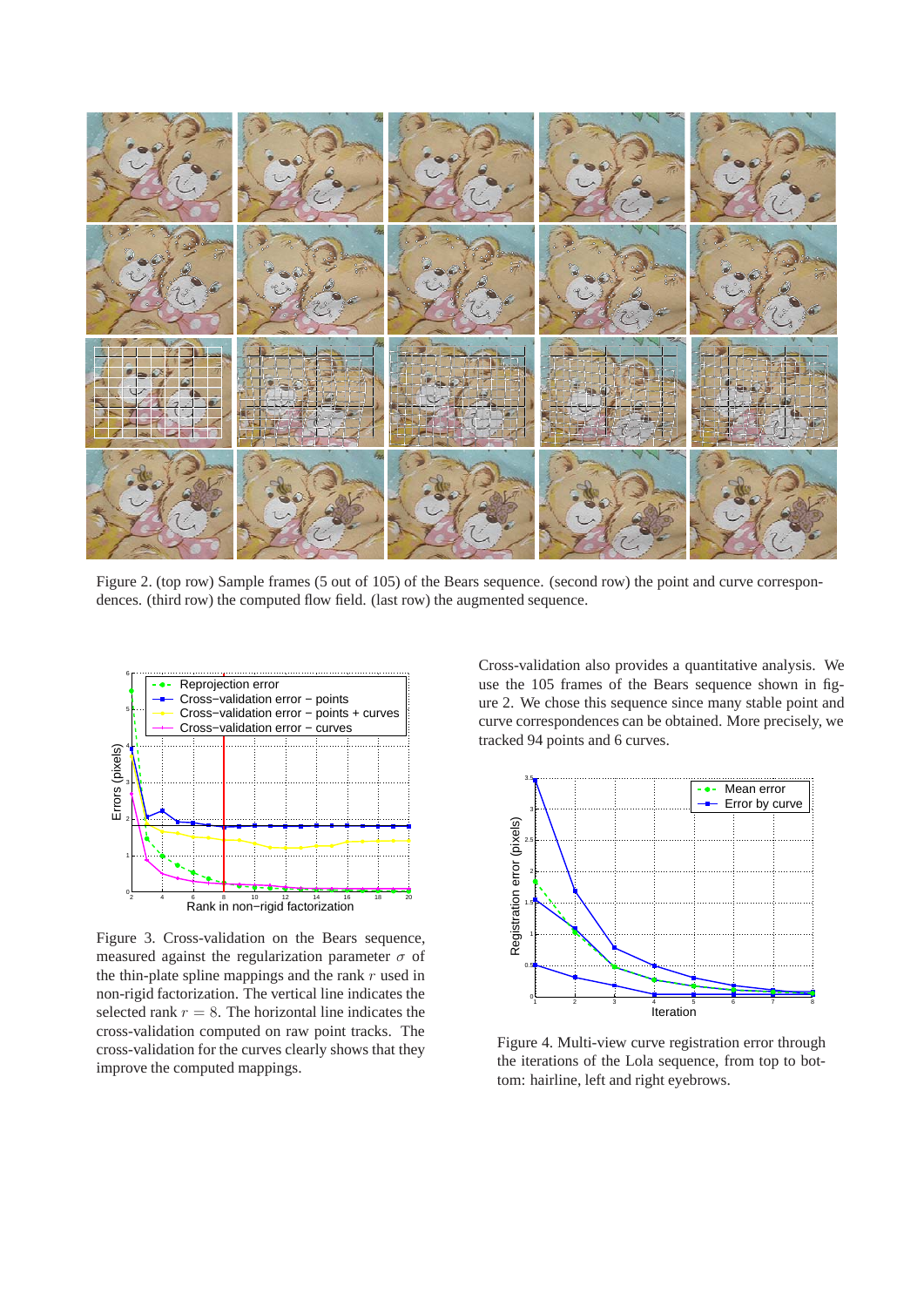Figure 2. (top row) Sample frames (5 out of 105) of the Bears sequence. (second row) the point and curve correspondences. (third row) the computed flow field. (last row) the augmented sequence.

Figure 3. Cross-validation on the Bears sequence, measured against the regularization parameter $\sigma$ of the thin-plate spline mappings and the rank $r$ used in non-rigid factorization. The vertical line indicates the selected rank $r = 8$. The horizontal line indicates the cross-validation computed on raw point tracks. The cross-validation for the curves clearly shows that they improve the computed mappings.

Cross-validation also provides a quantitative analysis. We use the 105 frames of the Bears sequence shown in figure 2. We chose this sequence since many stable point and curve correspondences can be obtained. More precisely, we tracked 94 points and 6 curves.

Figure 4. Multi-view curve registration error through the iterations of the Lola sequence, from top to bottom: hairline, left and right eyebrows.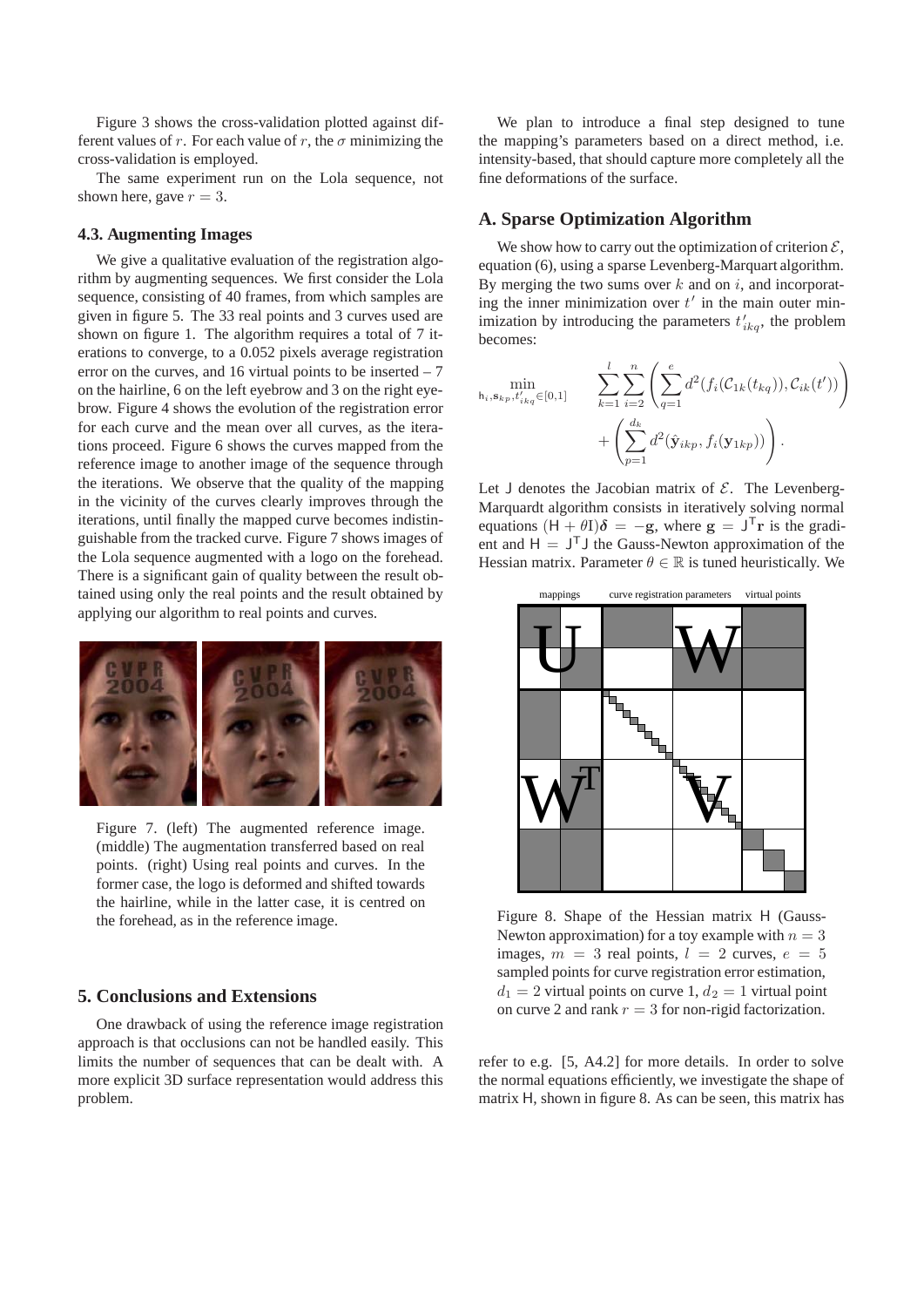Figure 3 shows the cross-validation plotted against different values of $r$. For each value of $r$, the $\sigma$ minimizing the cross-validation is employed.

The same experiment run on the Lola sequence, not shown here, gave $r = 3$.

### 4.3. Augmenting Images

We give a qualitative evaluation of the registration algorithm by augmenting sequences. We first consider the Lola sequence, consisting of 40 frames, from which samples are given in figure 5. The 33 real points and 3 curves used are shown on figure 1. The algorithm requires a total of 7 iterations to converge, to a 0.052 pixels average registration error on the curves, and 16 virtual points to be inserted – 7 on the hairline, 6 on the left eyebrow and 3 on the right eyebrow. Figure 4 shows the evolution of the registration error for each curve and the mean over all curves, as the iterations proceed. Figure 6 shows the curves mapped from the reference image to another image of the sequence through the iterations. We observe that the quality of the mapping in the vicinity of the curves clearly improves through the iterations, until finally the mapped curve becomes indistinguishable from the tracked curve. Figure 7 shows images of the Lola sequence augmented with a logo on the forehead. There is a significant gain of quality between the result obtained using only the real points and the result obtained by applying our algorithm to real points and curves.

Figure 7. (left) The augmented reference image. (middle) The augmentation transferred based on real points. (right) Using real points and curves. In the former case, the logo is deformed and shifted towards the hairline, while in the latter case, it is centred on the forehead, as in the reference image.

## 5. Conclusions and Extensions

One drawback of using the reference image registration approach is that occlusions can not be handled easily. This limits the number of sequences that can be dealt with. A more explicit 3D surface representation would address this problem.

We plan to introduce a final step designed to tune the mapping's parameters based on a direct method, i.e. intensity-based, that should capture more completely all the fine deformations of the surface.

## A. Sparse Optimization Algorithm

We show how to carry out the optimization of criterion $\mathcal{E}$, equation (6), using a sparse Levenberg-Marquart algorithm. By merging the two sums over $k$ and on $i$, and incorporating the inner minimization over $t'$ in the main outer minimization by introducing the parameters $t'_{ikq}$, the problem becomes:

$$\min_{\mathsf{h}_i, \mathbf{s}_{kp}, t'_{ikq} \in [0,1]} \quad \sum_{k=1}^{l} \sum_{i=2}^{n} \left( \sum_{q=1}^{e} d^2(f_i(\mathcal{C}_{1k}(t_{kq})), \mathcal{C}_{ik}(t')) \right) + \left( \sum_{p=1}^{d_k} d^2(\hat{\mathbf{y}}_{ikp}, f_i(\mathbf{y}_{1kp})) \right).$$

Let $\mathsf{J}$ denotes the Jacobian matrix of $\mathcal{E}$. The Levenberg-Marquardt algorithm consists in iteratively solving normal equations $(\mathsf{H} + \theta I)\boldsymbol{\delta} = -\mathbf{g}$, where $\mathbf{g} = \mathsf{J}^\mathsf{T}\mathbf{r}$ is the gradient and $\mathsf{H} = \mathsf{J}^\mathsf{T}\mathsf{J}$ the Gauss-Newton approximation of the Hessian matrix. Parameter $\theta \in \mathbb{R}$ is tuned heuristically. We refer to e.g. [5, A4.2] for more details. In order to solve the normal equations efficiently, we investigate the shape of matrix $\mathsf{H}$, shown in figure 8. As can be seen, this matrix has

Figure 8. Shape of the Hessian matrix $\mathsf{H}$ (Gauss-Newton approximation) for a toy example with $n = 3$ images, $m = 3$ real points, $l = 2$ curves, $e = 5$ sampled points for curve registration error estimation, $d_1 = 2$ virtual points on curve 1, $d_2 = 1$ virtual point on curve 2 and rank $r = 3$ for non-rigid factorization.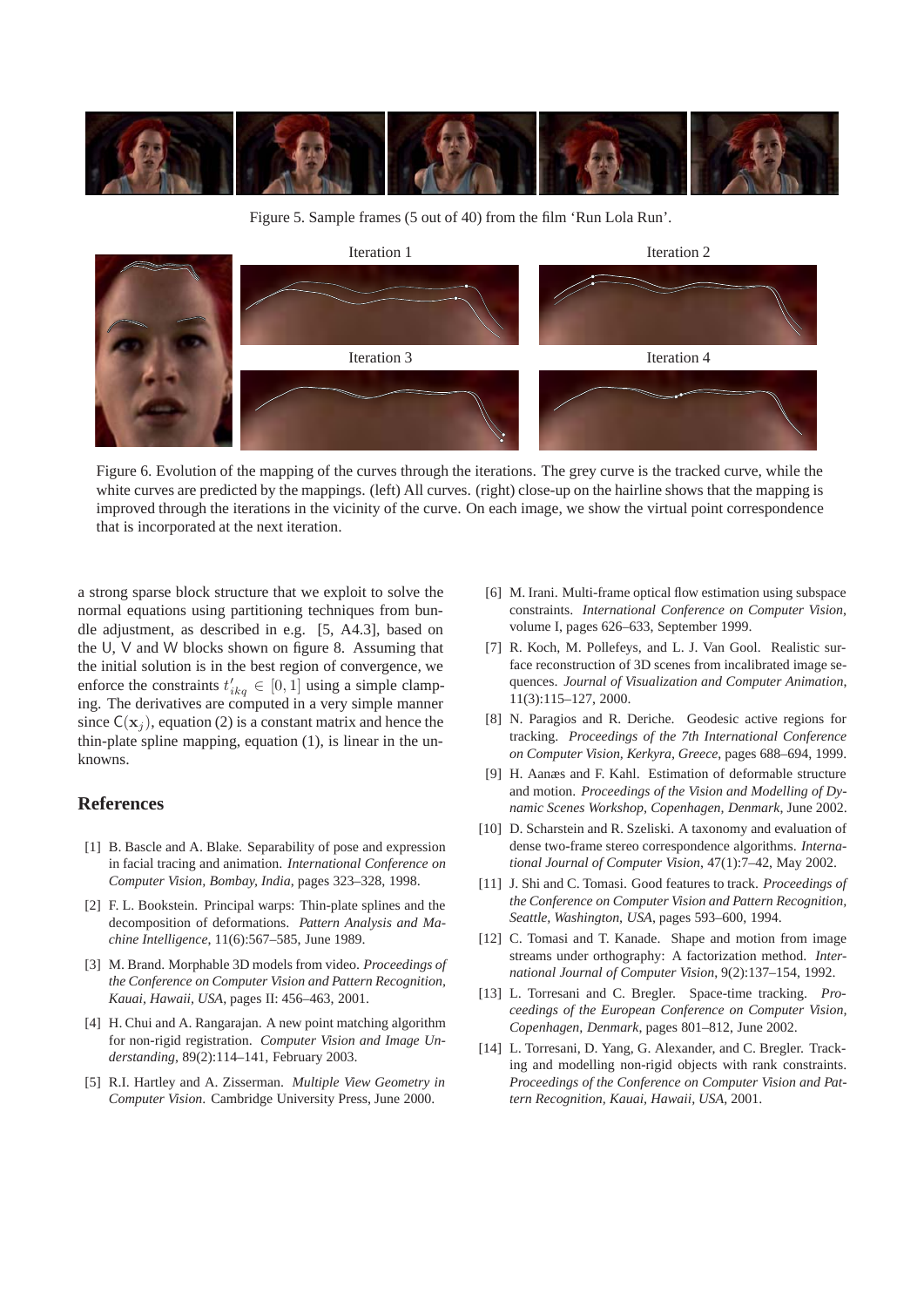Figure 5. Sample frames (5 out of 40) from the film 'Run Lola Run'.

Iteration 1

Iteration 2

Iteration 3

Iteration 4

Figure 6. Evolution of the mapping of the curves through the iterations. The grey curve is the tracked curve, while the white curves are predicted by the mappings. (left) All curves. (right) close-up on the hairline shows that the mapping is improved through the iterations in the vicinity of the curve. On each image, we show the virtual point correspondence that is incorporated at the next iteration.

a strong sparse block structure that we exploit to solve the normal equations using partitioning techniques from bundle adjustment, as described in e.g. [5, A4.3], based on the U, V and W blocks shown on figure 8. Assuming that the initial solution is in the best region of convergence, we enforce the constraints $t'_{ikq} \in [0, 1]$ using a simple clamping. The derivatives are computed in a very simple manner since $\mathsf{C}(\mathbf{x}_j)$, equation (2) is a constant matrix and hence the thin-plate spline mapping, equation (1), is linear in the unknowns.

## References

[1] B. Bascle and A. Blake. Separability of pose and expression in facial tracing and animation. *International Conference on Computer Vision, Bombay, India*, pages 323–328, 1998.

[2] F. L. Bookstein. Principal warps: Thin-plate splines and the decomposition of deformations. *Pattern Analysis and Machine Intelligence*, 11(6):567–585, June 1989.

[3] M. Brand. Morphable 3D models from video. *Proceedings of the Conference on Computer Vision and Pattern Recognition, Kauai, Hawaii, USA*, pages II: 456–463, 2001.

[4] H. Chui and A. Rangarajan. A new point matching algorithm for non-rigid registration. *Computer Vision and Image Understanding*, 89(2):114–141, February 2003.

[5] R.I. Hartley and A. Zisserman. *Multiple View Geometry in Computer Vision*. Cambridge University Press, June 2000.

[6] M. Irani. Multi-frame optical flow estimation using subspace constraints. *International Conference on Computer Vision*, volume I, pages 626–633, September 1999.

[7] R. Koch, M. Pollefeys, and L. J. Van Gool. Realistic surface reconstruction of 3D scenes from incalibrated image sequences. *Journal of Visualization and Computer Animation*, 11(3):115–127, 2000.

[8] N. Paragios and R. Deriche. Geodesic active regions for tracking. *Proceedings of the 7th International Conference on Computer Vision, Kerkyra, Greece*, pages 688–694, 1999.

[9] H. Aanæs and F. Kahl. Estimation of deformable structure and motion. *Proceedings of the Vision and Modelling of Dynamic Scenes Workshop, Copenhagen, Denmark*, June 2002.

[10] D. Scharstein and R. Szeliski. A taxonomy and evaluation of dense two-frame stereo correspondence algorithms. *International Journal of Computer Vision*, 47(1):7–42, May 2002.

[11] J. Shi and C. Tomasi. Good features to track. *Proceedings of the Conference on Computer Vision and Pattern Recognition, Seattle, Washington, USA*, pages 593–600, 1994.

[12] C. Tomasi and T. Kanade. Shape and motion from image streams under orthography: A factorization method. *International Journal of Computer Vision*, 9(2):137–154, 1992.

[13] L. Torresani and C. Bregler. Space-time tracking. *Proceedings of the European Conference on Computer Vision, Copenhagen, Denmark*, pages 801–812, June 2002.

[14] L. Torresani, D. Yang, G. Alexander, and C. Bregler. Tracking and modelling non-rigid objects with rank constraints. *Proceedings of the Conference on Computer Vision and Pattern Recognition, Kauai, Hawaii, USA*, 2001.